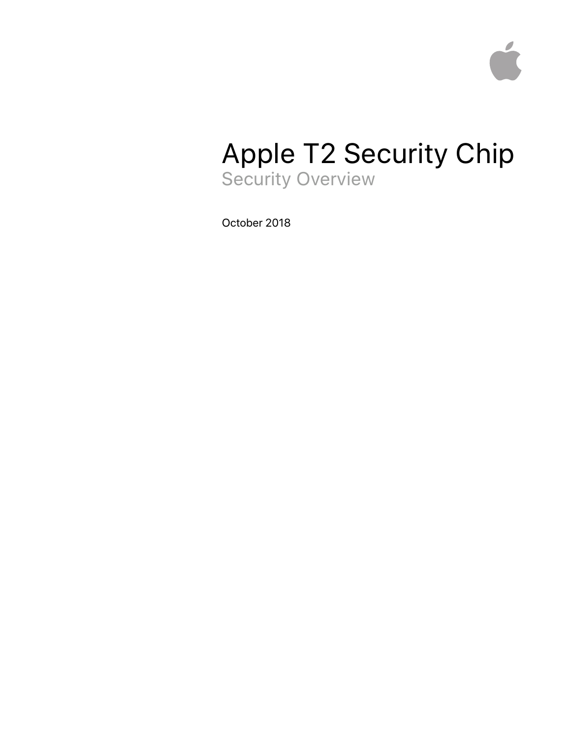# Apple T2 Security Chip

## Security Overview

October 2018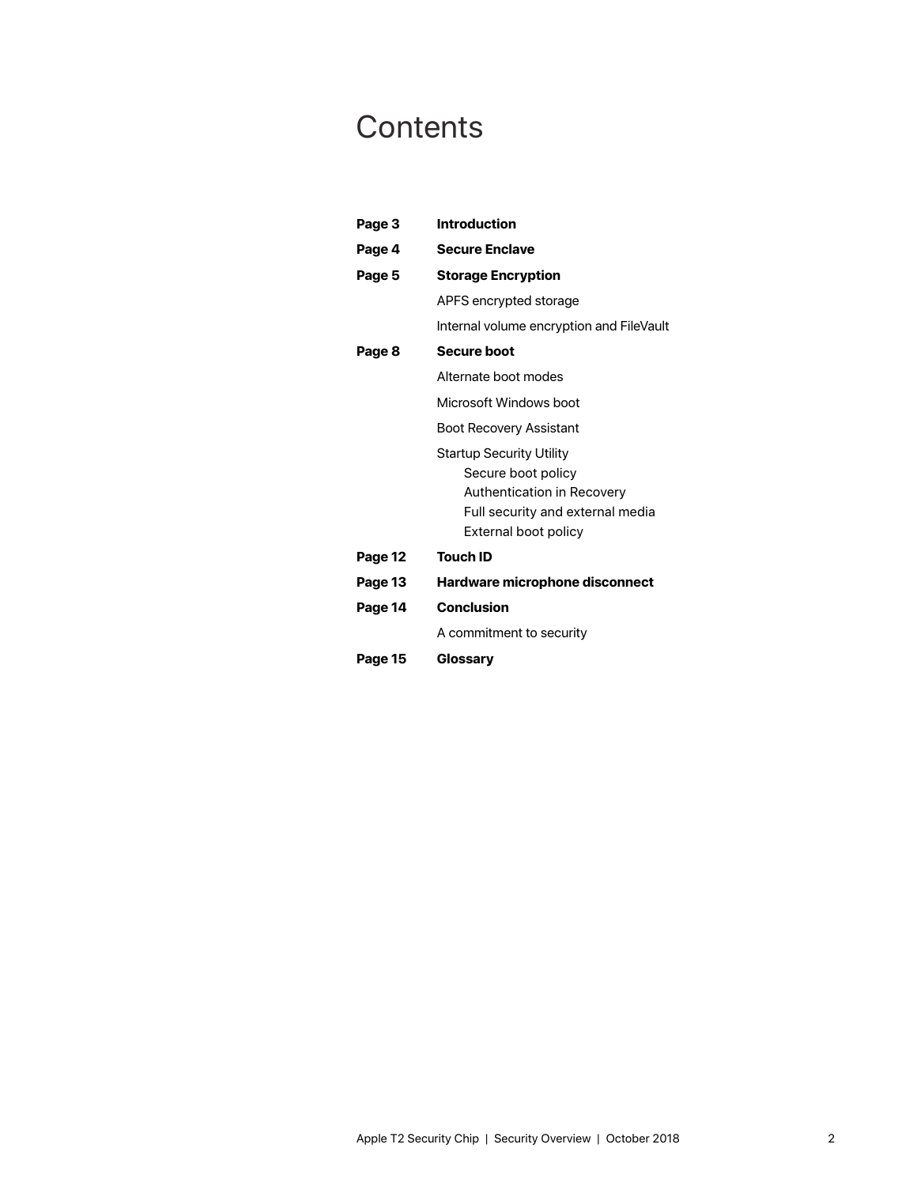# Contents

| | |
|---|---|
| **Page 3** | **Introduction** |
| **Page 4** | **Secure Enclave** |
| **Page 5** | **Storage Encryption** |
| | APFS encrypted storage |
| | Internal volume encryption and FileVault |
| **Page 8** | **Secure boot** |
| | Alternate boot modes |
| | Microsoft Windows boot |
| | Boot Recovery Assistant |
| | Startup Security Utility |
| | Secure boot policy |
| | Authentication in Recovery |
| | Full security and external media |
| | External boot policy |
| **Page 12** | **Touch ID** |
| **Page 13** | **Hardware microphone disconnect** |
| **Page 14** | **Conclusion** |
| | A commitment to security |
| **Page 15** | **Glossary** |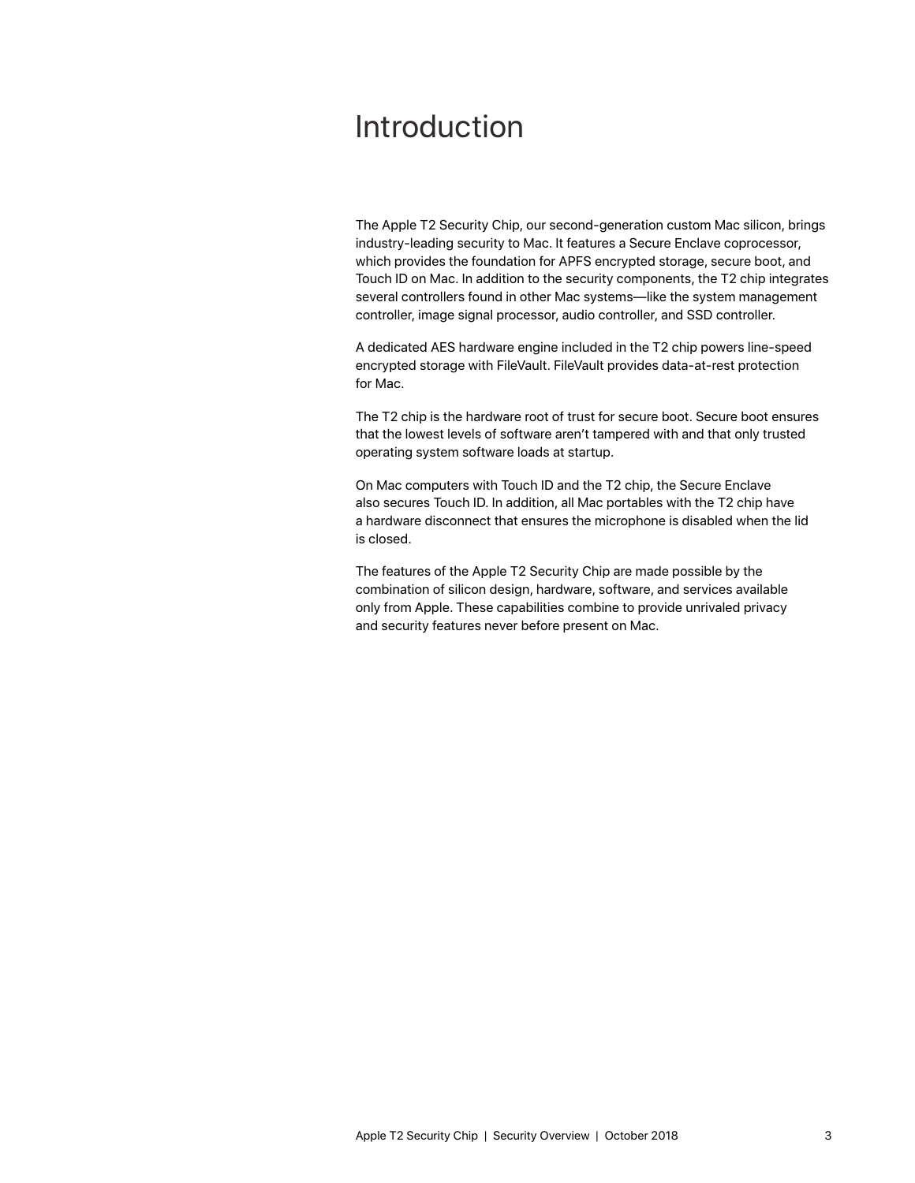# Introduction

The Apple T2 Security Chip, our second-generation custom Mac silicon, brings industry-leading security to Mac. It features a Secure Enclave coprocessor, which provides the foundation for APFS encrypted storage, secure boot, and Touch ID on Mac. In addition to the security components, the T2 chip integrates several controllers found in other Mac systems—like the system management controller, image signal processor, audio controller, and SSD controller.

A dedicated AES hardware engine included in the T2 chip powers line-speed encrypted storage with FileVault. FileVault provides data-at-rest protection for Mac.

The T2 chip is the hardware root of trust for secure boot. Secure boot ensures that the lowest levels of software aren't tampered with and that only trusted operating system software loads at startup.

On Mac computers with Touch ID and the T2 chip, the Secure Enclave also secures Touch ID. In addition, all Mac portables with the T2 chip have a hardware disconnect that ensures the microphone is disabled when the lid is closed.

The features of the Apple T2 Security Chip are made possible by the combination of silicon design, hardware, software, and services available only from Apple. These capabilities combine to provide unrivaled privacy and security features never before present on Mac.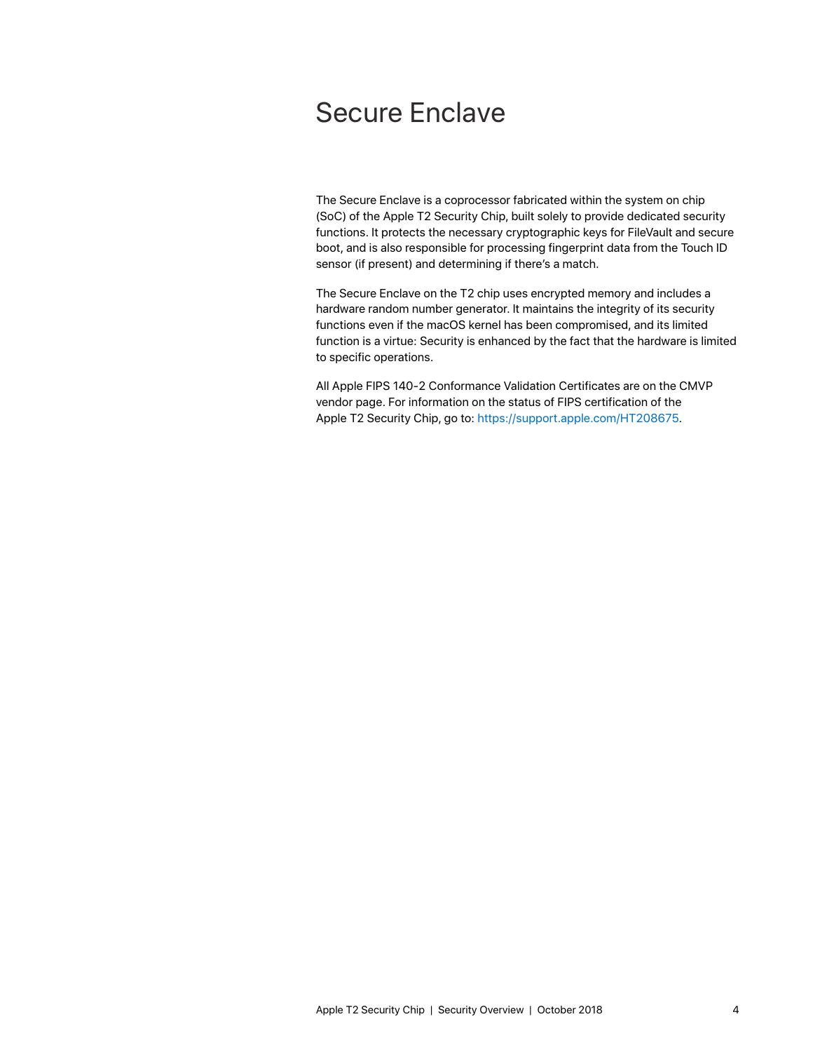# Secure Enclave

The Secure Enclave is a coprocessor fabricated within the system on chip (SoC) of the Apple T2 Security Chip, built solely to provide dedicated security functions. It protects the necessary cryptographic keys for FileVault and secure boot, and is also responsible for processing fingerprint data from the Touch ID sensor (if present) and determining if there's a match.

The Secure Enclave on the T2 chip uses encrypted memory and includes a hardware random number generator. It maintains the integrity of its security functions even if the macOS kernel has been compromised, and its limited function is a virtue: Security is enhanced by the fact that the hardware is limited to specific operations.

All Apple FIPS 140-2 Conformance Validation Certificates are on the CMVP vendor page. For information on the status of FIPS certification of the Apple T2 Security Chip, go to: https://support.apple.com/HT208675.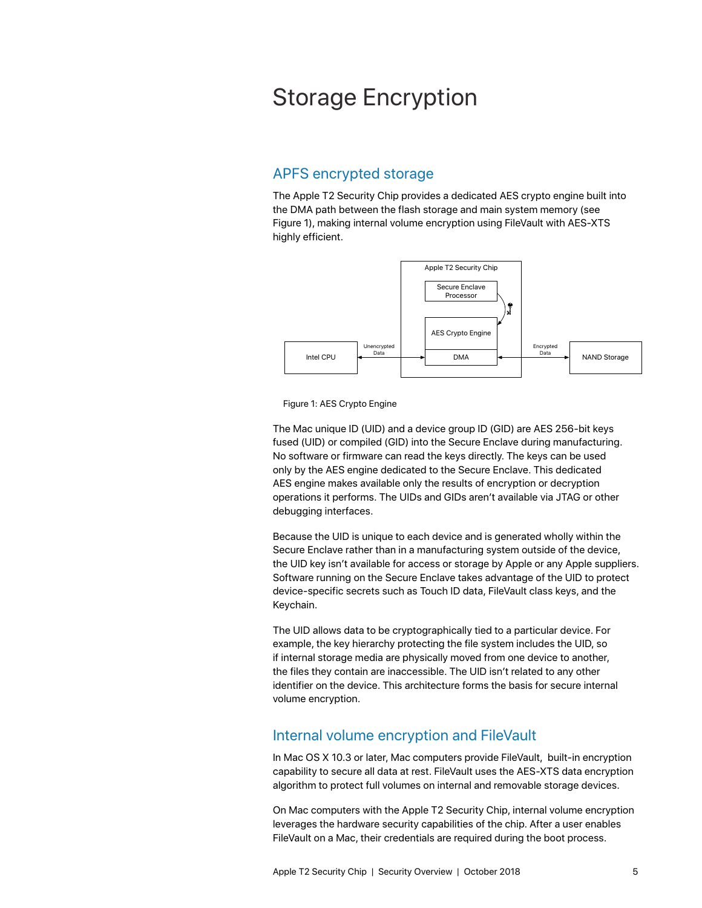# Storage Encryption

## APFS encrypted storage

The Apple T2 Security Chip provides a dedicated AES crypto engine built into the DMA path between the flash storage and main system memory (see Figure 1), making internal volume encryption using FileVault with AES-XTS highly efficient.

Figure 1: AES Crypto Engine

The Mac unique ID (UID) and a device group ID (GID) are AES 256-bit keys fused (UID) or compiled (GID) into the Secure Enclave during manufacturing. No software or firmware can read the keys directly. The keys can be used only by the AES engine dedicated to the Secure Enclave. This dedicated AES engine makes available only the results of encryption or decryption operations it performs. The UIDs and GIDs aren't available via JTAG or other debugging interfaces.

Because the UID is unique to each device and is generated wholly within the Secure Enclave rather than in a manufacturing system outside of the device, the UID key isn't available for access or storage by Apple or any Apple suppliers. Software running on the Secure Enclave takes advantage of the UID to protect device-specific secrets such as Touch ID data, FileVault class keys, and the Keychain.

The UID allows data to be cryptographically tied to a particular device. For example, the key hierarchy protecting the file system includes the UID, so if internal storage media are physically moved from one device to another, the files they contain are inaccessible. The UID isn't related to any other identifier on the device. This architecture forms the basis for secure internal volume encryption.

## Internal volume encryption and FileVault

In Mac OS X 10.3 or later, Mac computers provide FileVault, built-in encryption capability to secure all data at rest. FileVault uses the AES-XTS data encryption algorithm to protect full volumes on internal and removable storage devices.

On Mac computers with the Apple T2 Security Chip, internal volume encryption leverages the hardware security capabilities of the chip. After a user enables FileVault on a Mac, their credentials are required during the boot process.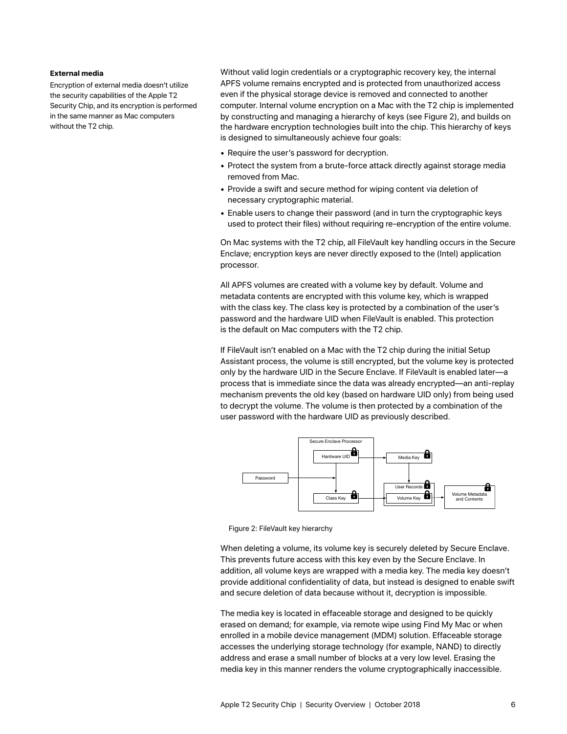**External media**

Encryption of external media doesn't utilize the security capabilities of the Apple T2 Security Chip, and its encryption is performed in the same manner as Mac computers without the T2 chip.

Without valid login credentials or a cryptographic recovery key, the internal APFS volume remains encrypted and is protected from unauthorized access even if the physical storage device is removed and connected to another computer. Internal volume encryption on a Mac with the T2 chip is implemented by constructing and managing a hierarchy of keys (see Figure 2), and builds on the hardware encryption technologies built into the chip. This hierarchy of keys is designed to simultaneously achieve four goals:

- Require the user's password for decryption.
- Protect the system from a brute-force attack directly against storage media removed from Mac.
- Provide a swift and secure method for wiping content via deletion of necessary cryptographic material.
- Enable users to change their password (and in turn the cryptographic keys used to protect their files) without requiring re-encryption of the entire volume.

On Mac systems with the T2 chip, all FileVault key handling occurs in the Secure Enclave; encryption keys are never directly exposed to the (Intel) application processor.

All APFS volumes are created with a volume key by default. Volume and metadata contents are encrypted with this volume key, which is wrapped with the class key. The class key is protected by a combination of the user's password and the hardware UID when FileVault is enabled. This protection is the default on Mac computers with the T2 chip.

If FileVault isn't enabled on a Mac with the T2 chip during the initial Setup Assistant process, the volume is still encrypted, but the volume key is protected only by the hardware UID in the Secure Enclave. If FileVault is enabled later—a process that is immediate since the data was already encrypted—an anti-replay mechanism prevents the old key (based on hardware UID only) from being used to decrypt the volume. The volume is then protected by a combination of the user password with the hardware UID as previously described.

Secure Enclave Processor

Hardware UID

Media Key

Password

User Records

Class Key

Volume Key

Volume Metadata and Contents

Figure 2: FileVault key hierarchy

When deleting a volume, its volume key is securely deleted by Secure Enclave. This prevents future access with this key even by the Secure Enclave. In addition, all volume keys are wrapped with a media key. The media key doesn't provide additional confidentiality of data, but instead is designed to enable swift and secure deletion of data because without it, decryption is impossible.

The media key is located in effaceable storage and designed to be quickly erased on demand; for example, via remote wipe using Find My Mac or when enrolled in a mobile device management (MDM) solution. Effaceable storage accesses the underlying storage technology (for example, NAND) to directly address and erase a small number of blocks at a very low level. Erasing the media key in this manner renders the volume cryptographically inaccessible.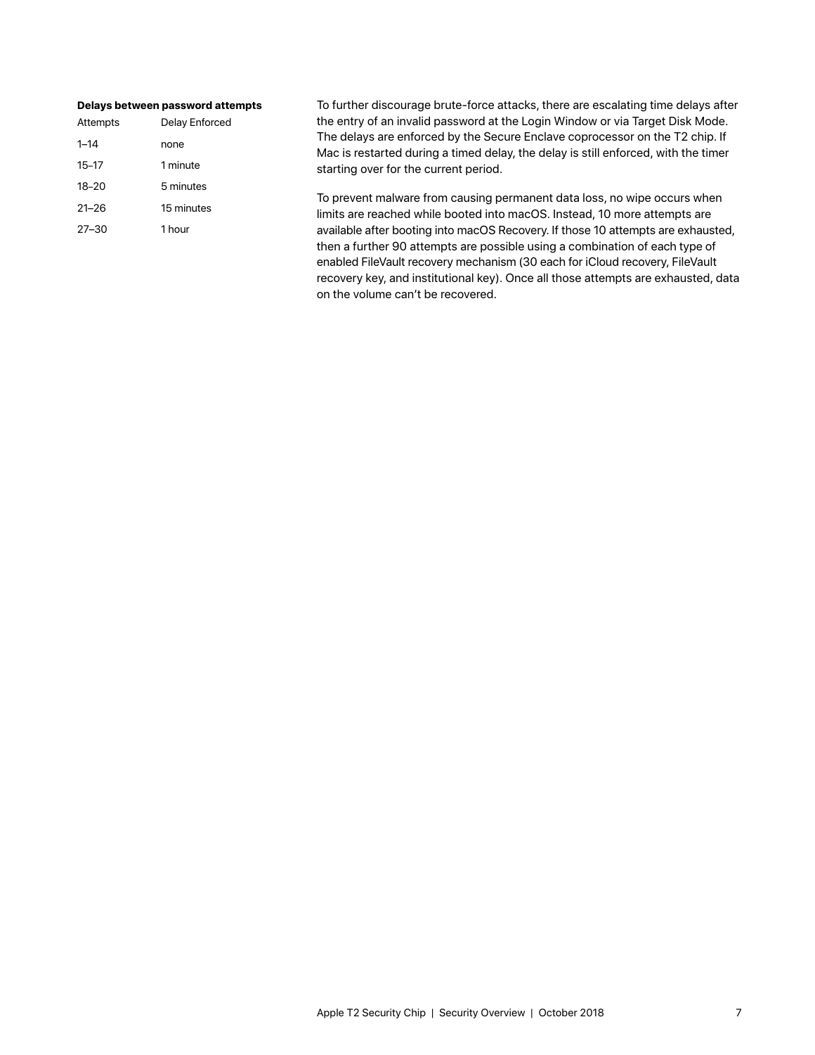**Delays between password attempts**

| Attempts | Delay Enforced |
|---|---|
| 1–14 | none |
| 15–17 | 1 minute |
| 18–20 | 5 minutes |
| 21–26 | 15 minutes |
| 27–30 | 1 hour |

To further discourage brute-force attacks, there are escalating time delays after the entry of an invalid password at the Login Window or via Target Disk Mode. The delays are enforced by the Secure Enclave coprocessor on the T2 chip. If Mac is restarted during a timed delay, the delay is still enforced, with the timer starting over for the current period.

To prevent malware from causing permanent data loss, no wipe occurs when limits are reached while booted into macOS. Instead, 10 more attempts are available after booting into macOS Recovery. If those 10 attempts are exhausted, then a further 90 attempts are possible using a combination of each type of enabled FileVault recovery mechanism (30 each for iCloud recovery, FileVault recovery key, and institutional key). Once all those attempts are exhausted, data on the volume can't be recovered.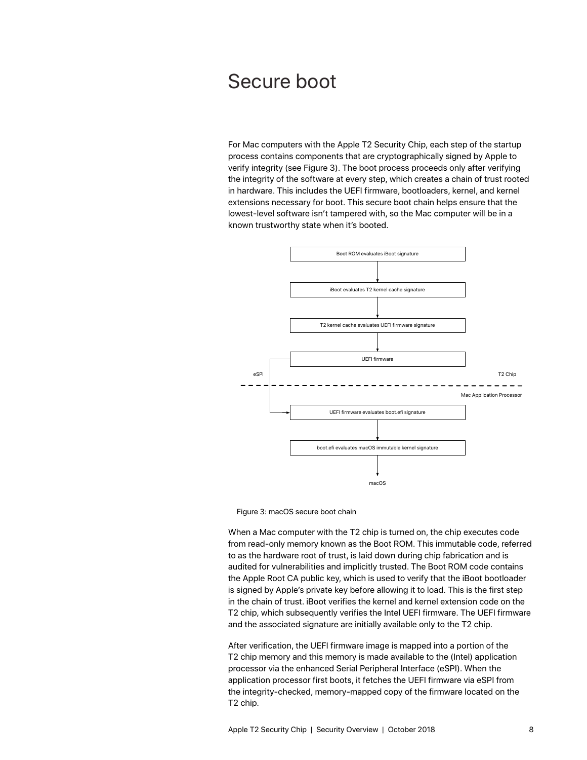# Secure boot

For Mac computers with the Apple T2 Security Chip, each step of the startup process contains components that are cryptographically signed by Apple to verify integrity (see Figure 3). The boot process proceeds only after verifying the integrity of the software at every step, which creates a chain of trust rooted in hardware. This includes the UEFI firmware, bootloaders, kernel, and kernel extensions necessary for boot. This secure boot chain helps ensure that the lowest-level software isn't tampered with, so the Mac computer will be in a known trustworthy state when it's booted.

Boot ROM evaluates iBoot signature

iBoot evaluates T2 kernel cache signature

T2 kernel cache evaluates UEFI firmware signature

UEFI firmware

eSPI

T2 Chip

Mac Application Processor

UEFI firmware evaluates boot.efi signature

boot.efi evaluates macOS immutable kernel signature

macOS

Figure 3: macOS secure boot chain

When a Mac computer with the T2 chip is turned on, the chip executes code from read-only memory known as the Boot ROM. This immutable code, referred to as the hardware root of trust, is laid down during chip fabrication and is audited for vulnerabilities and implicitly trusted. The Boot ROM code contains the Apple Root CA public key, which is used to verify that the iBoot bootloader is signed by Apple's private key before allowing it to load. This is the first step in the chain of trust. iBoot verifies the kernel and kernel extension code on the T2 chip, which subsequently verifies the Intel UEFI firmware. The UEFI firmware and the associated signature are initially available only to the T2 chip.

After verification, the UEFI firmware image is mapped into a portion of the T2 chip memory and this memory is made available to the (Intel) application processor via the enhanced Serial Peripheral Interface (eSPI). When the application processor first boots, it fetches the UEFI firmware via eSPI from the integrity-checked, memory-mapped copy of the firmware located on the T2 chip.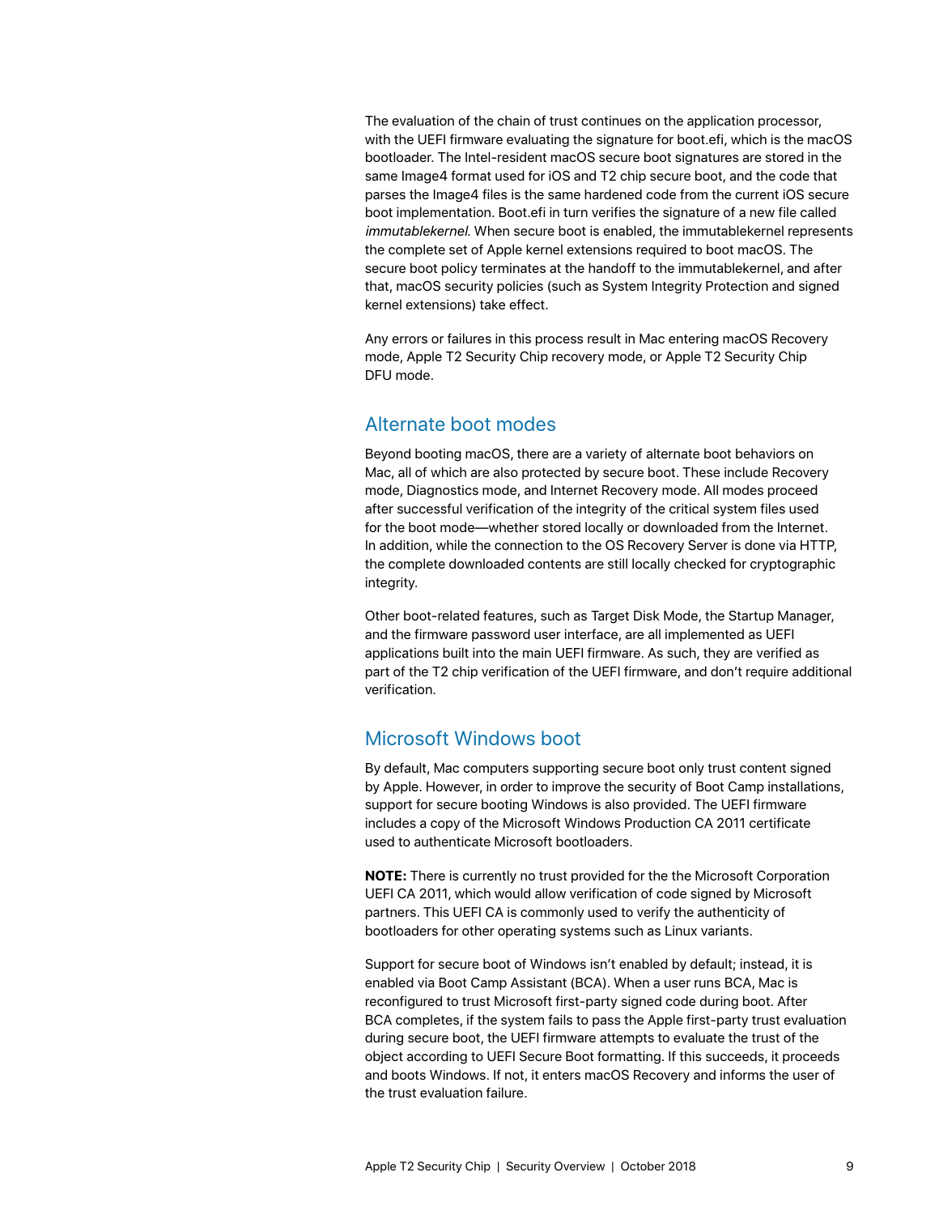The evaluation of the chain of trust continues on the application processor, with the UEFI firmware evaluating the signature for boot.efi, which is the macOS bootloader. The Intel-resident macOS secure boot signatures are stored in the same Image4 format used for iOS and T2 chip secure boot, and the code that parses the Image4 files is the same hardened code from the current iOS secure boot implementation. Boot.efi in turn verifies the signature of a new file called *immutablekernel*. When secure boot is enabled, the immutablekernel represents the complete set of Apple kernel extensions required to boot macOS. The secure boot policy terminates at the handoff to the immutablekernel, and after that, macOS security policies (such as System Integrity Protection and signed kernel extensions) take effect.

Any errors or failures in this process result in Mac entering macOS Recovery mode, Apple T2 Security Chip recovery mode, or Apple T2 Security Chip DFU mode.

## Alternate boot modes

Beyond booting macOS, there are a variety of alternate boot behaviors on Mac, all of which are also protected by secure boot. These include Recovery mode, Diagnostics mode, and Internet Recovery mode. All modes proceed after successful verification of the integrity of the critical system files used for the boot mode—whether stored locally or downloaded from the Internet. In addition, while the connection to the OS Recovery Server is done via HTTP, the complete downloaded contents are still locally checked for cryptographic integrity.

Other boot-related features, such as Target Disk Mode, the Startup Manager, and the firmware password user interface, are all implemented as UEFI applications built into the main UEFI firmware. As such, they are verified as part of the T2 chip verification of the UEFI firmware, and don't require additional verification.

## Microsoft Windows boot

By default, Mac computers supporting secure boot only trust content signed by Apple. However, in order to improve the security of Boot Camp installations, support for secure booting Windows is also provided. The UEFI firmware includes a copy of the Microsoft Windows Production CA 2011 certificate used to authenticate Microsoft bootloaders.

**NOTE:** There is currently no trust provided for the the Microsoft Corporation UEFI CA 2011, which would allow verification of code signed by Microsoft partners. This UEFI CA is commonly used to verify the authenticity of bootloaders for other operating systems such as Linux variants.

Support for secure boot of Windows isn't enabled by default; instead, it is enabled via Boot Camp Assistant (BCA). When a user runs BCA, Mac is reconfigured to trust Microsoft first-party signed code during boot. After BCA completes, if the system fails to pass the Apple first-party trust evaluation during secure boot, the UEFI firmware attempts to evaluate the trust of the object according to UEFI Secure Boot formatting. If this succeeds, it proceeds and boots Windows. If not, it enters macOS Recovery and informs the user of the trust evaluation failure.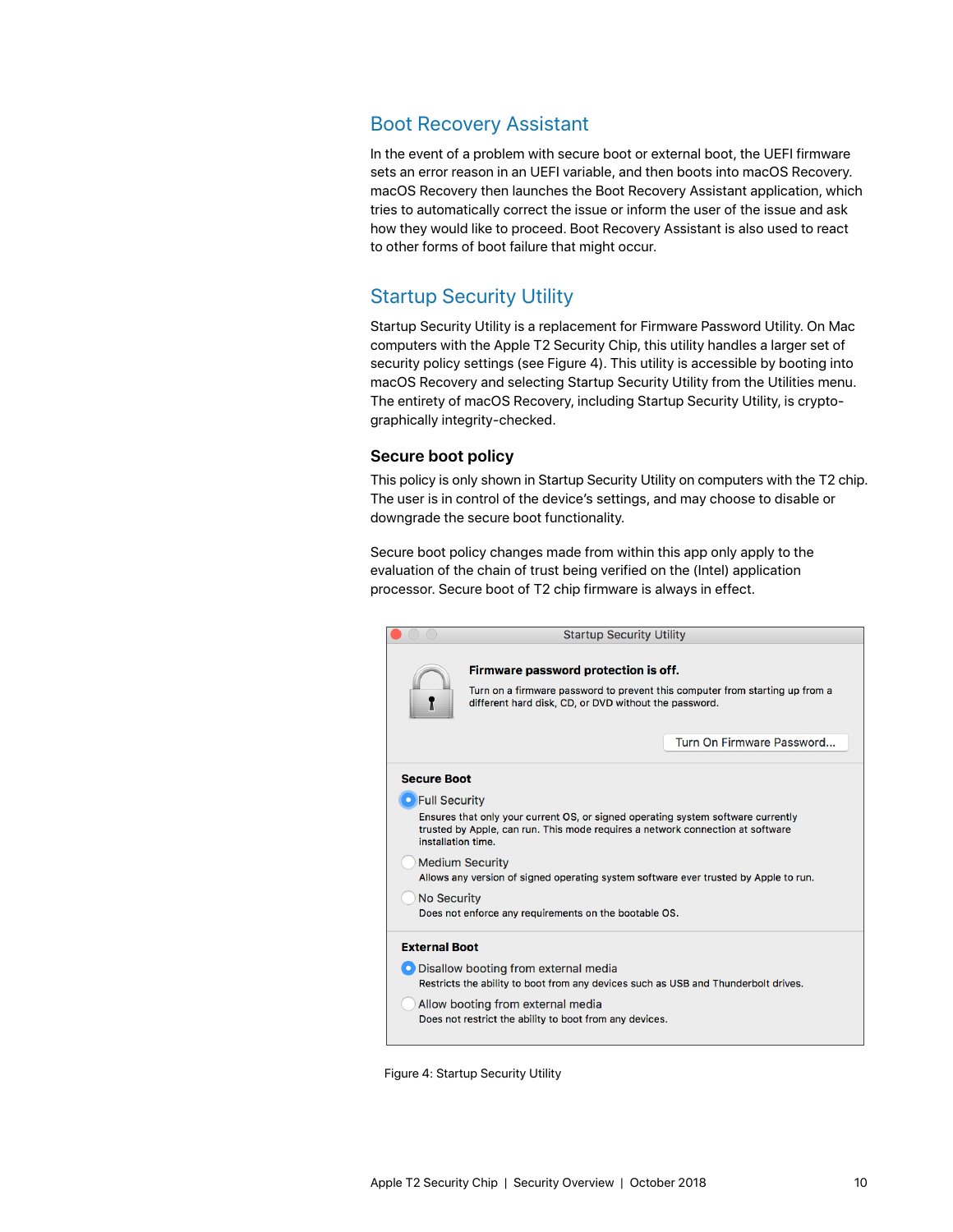## Boot Recovery Assistant

In the event of a problem with secure boot or external boot, the UEFI firmware sets an error reason in an UEFI variable, and then boots into macOS Recovery. macOS Recovery then launches the Boot Recovery Assistant application, which tries to automatically correct the issue or inform the user of the issue and ask how they would like to proceed. Boot Recovery Assistant is also used to react to other forms of boot failure that might occur.

## Startup Security Utility

Startup Security Utility is a replacement for Firmware Password Utility. On Mac computers with the Apple T2 Security Chip, this utility handles a larger set of security policy settings (see Figure 4). This utility is accessible by booting into macOS Recovery and selecting Startup Security Utility from the Utilities menu. The entirety of macOS Recovery, including Startup Security Utility, is cryptographically integrity-checked.

### Secure boot policy

This policy is only shown in Startup Security Utility on computers with the T2 chip. The user is in control of the device's settings, and may choose to disable or downgrade the secure boot functionality.

Secure boot policy changes made from within this app only apply to the evaluation of the chain of trust being verified on the (Intel) application processor. Secure boot of T2 chip firmware is always in effect.

Startup Security Utility

**Firmware password protection is off.**

Turn on a firmware password to prevent this computer from starting up from a different hard disk, CD, or DVD without the password.

Turn On Firmware Password...

**Secure Boot**

- Full Security
  Ensures that only your current OS, or signed operating system software currently trusted by Apple, can run. This mode requires a network connection at software installation time.
- Medium Security
  Allows any version of signed operating system software ever trusted by Apple to run.
- No Security
  Does not enforce any requirements on the bootable OS.

**External Boot**

- Disallow booting from external media
  Restricts the ability to boot from any devices such as USB and Thunderbolt drives.
- Allow booting from external media
  Does not restrict the ability to boot from any devices.

Figure 4: Startup Security Utility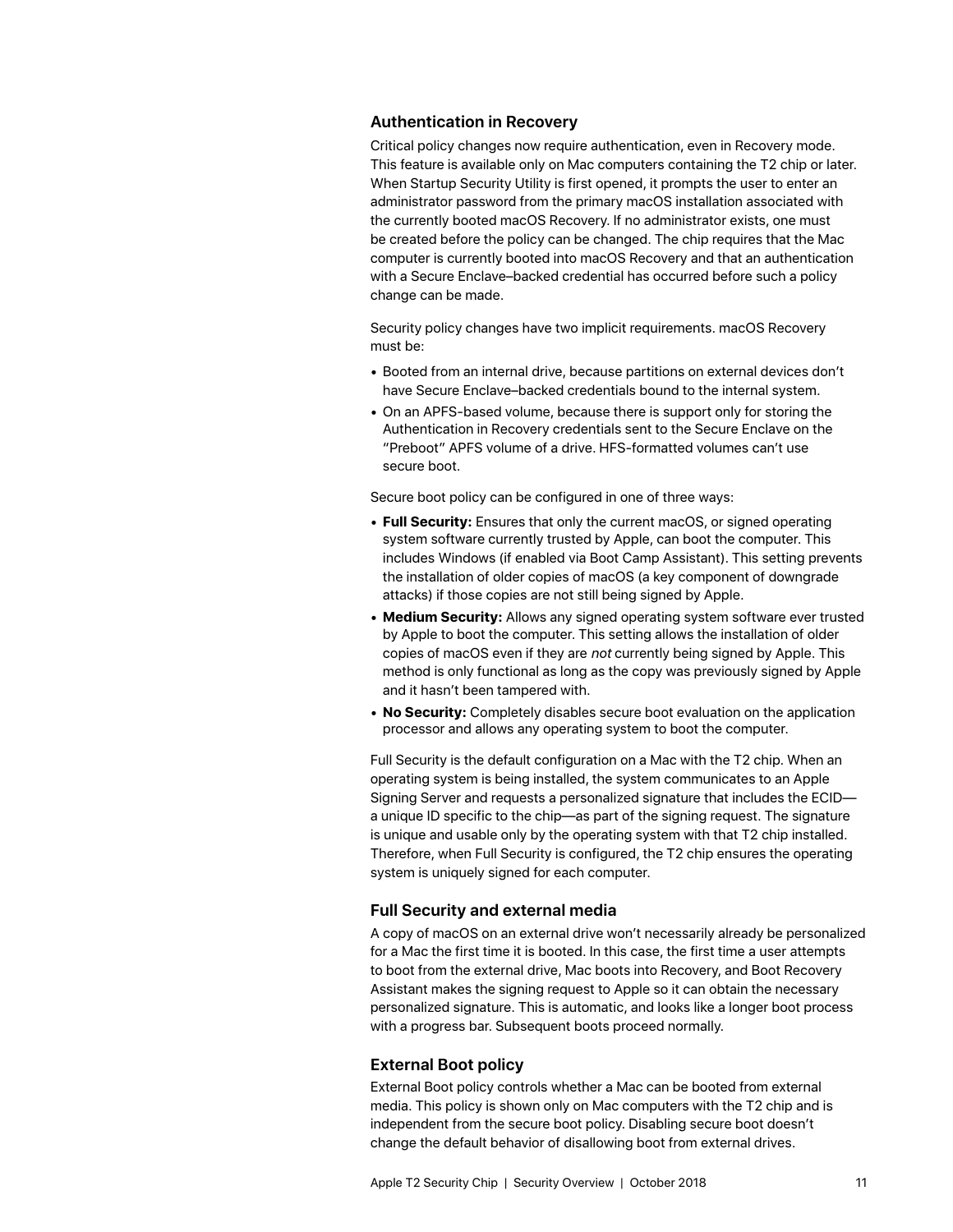### Authentication in Recovery

Critical policy changes now require authentication, even in Recovery mode. This feature is available only on Mac computers containing the T2 chip or later. When Startup Security Utility is first opened, it prompts the user to enter an administrator password from the primary macOS installation associated with the currently booted macOS Recovery. If no administrator exists, one must be created before the policy can be changed. The chip requires that the Mac computer is currently booted into macOS Recovery and that an authentication with a Secure Enclave–backed credential has occurred before such a policy change can be made.

Security policy changes have two implicit requirements. macOS Recovery must be:

- Booted from an internal drive, because partitions on external devices don't have Secure Enclave–backed credentials bound to the internal system.
- On an APFS-based volume, because there is support only for storing the Authentication in Recovery credentials sent to the Secure Enclave on the "Preboot" APFS volume of a drive. HFS-formatted volumes can't use secure boot.

Secure boot policy can be configured in one of three ways:

- **Full Security:** Ensures that only the current macOS, or signed operating system software currently trusted by Apple, can boot the computer. This includes Windows (if enabled via Boot Camp Assistant). This setting prevents the installation of older copies of macOS (a key component of downgrade attacks) if those copies are not still being signed by Apple.
- **Medium Security:** Allows any signed operating system software ever trusted by Apple to boot the computer. This setting allows the installation of older copies of macOS even if they are *not* currently being signed by Apple. This method is only functional as long as the copy was previously signed by Apple and it hasn't been tampered with.
- **No Security:** Completely disables secure boot evaluation on the application processor and allows any operating system to boot the computer.

Full Security is the default configuration on a Mac with the T2 chip. When an operating system is being installed, the system communicates to an Apple Signing Server and requests a personalized signature that includes the ECID—a unique ID specific to the chip—as part of the signing request. The signature is unique and usable only by the operating system with that T2 chip installed. Therefore, when Full Security is configured, the T2 chip ensures the operating system is uniquely signed for each computer.

### Full Security and external media

A copy of macOS on an external drive won't necessarily already be personalized for a Mac the first time it is booted. In this case, the first time a user attempts to boot from the external drive, Mac boots into Recovery, and Boot Recovery Assistant makes the signing request to Apple so it can obtain the necessary personalized signature. This is automatic, and looks like a longer boot process with a progress bar. Subsequent boots proceed normally.

### External Boot policy

External Boot policy controls whether a Mac can be booted from external media. This policy is shown only on Mac computers with the T2 chip and is independent from the secure boot policy. Disabling secure boot doesn't change the default behavior of disallowing boot from external drives.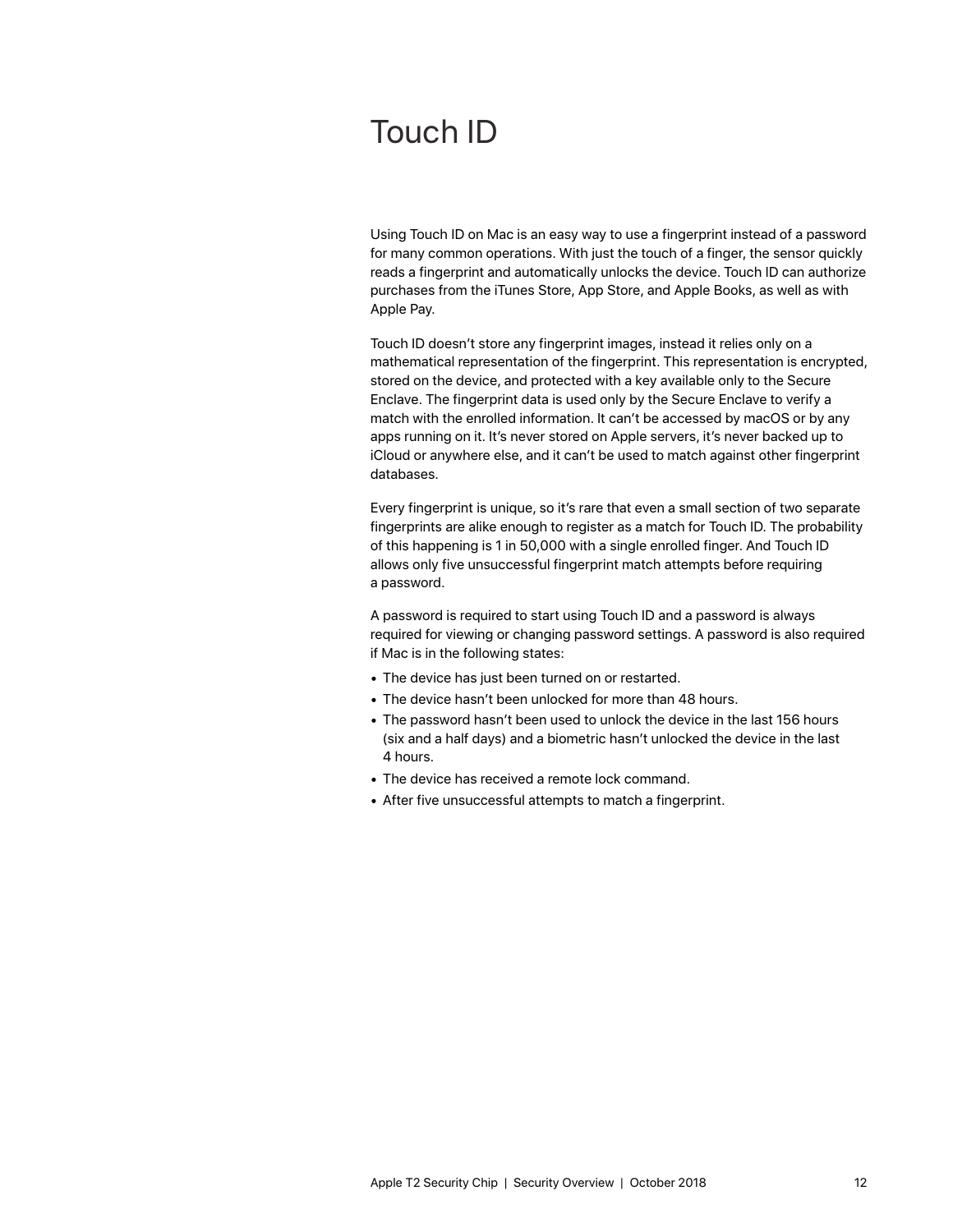# Touch ID

Using Touch ID on Mac is an easy way to use a fingerprint instead of a password for many common operations. With just the touch of a finger, the sensor quickly reads a fingerprint and automatically unlocks the device. Touch ID can authorize purchases from the iTunes Store, App Store, and Apple Books, as well as with Apple Pay.

Touch ID doesn't store any fingerprint images, instead it relies only on a mathematical representation of the fingerprint. This representation is encrypted, stored on the device, and protected with a key available only to the Secure Enclave. The fingerprint data is used only by the Secure Enclave to verify a match with the enrolled information. It can't be accessed by macOS or by any apps running on it. It's never stored on Apple servers, it's never backed up to iCloud or anywhere else, and it can't be used to match against other fingerprint databases.

Every fingerprint is unique, so it's rare that even a small section of two separate fingerprints are alike enough to register as a match for Touch ID. The probability of this happening is 1 in 50,000 with a single enrolled finger. And Touch ID allows only five unsuccessful fingerprint match attempts before requiring a password.

A password is required to start using Touch ID and a password is always required for viewing or changing password settings. A password is also required if Mac is in the following states:

- The device has just been turned on or restarted.
- The device hasn't been unlocked for more than 48 hours.
- The password hasn't been used to unlock the device in the last 156 hours (six and a half days) and a biometric hasn't unlocked the device in the last 4 hours.
- The device has received a remote lock command.
- After five unsuccessful attempts to match a fingerprint.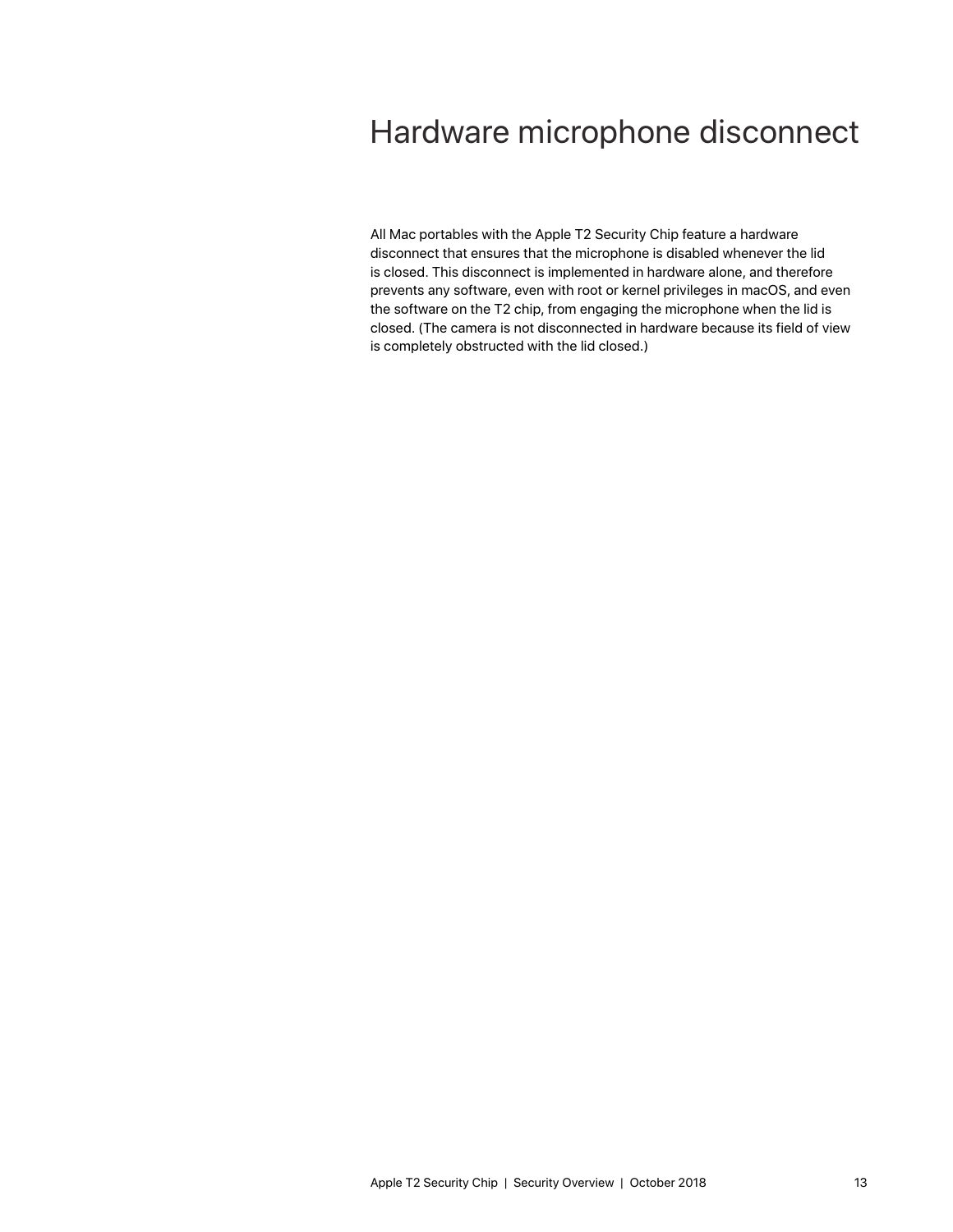# Hardware microphone disconnect

All Mac portables with the Apple T2 Security Chip feature a hardware disconnect that ensures that the microphone is disabled whenever the lid is closed. This disconnect is implemented in hardware alone, and therefore prevents any software, even with root or kernel privileges in macOS, and even the software on the T2 chip, from engaging the microphone when the lid is closed. (The camera is not disconnected in hardware because its field of view is completely obstructed with the lid closed.)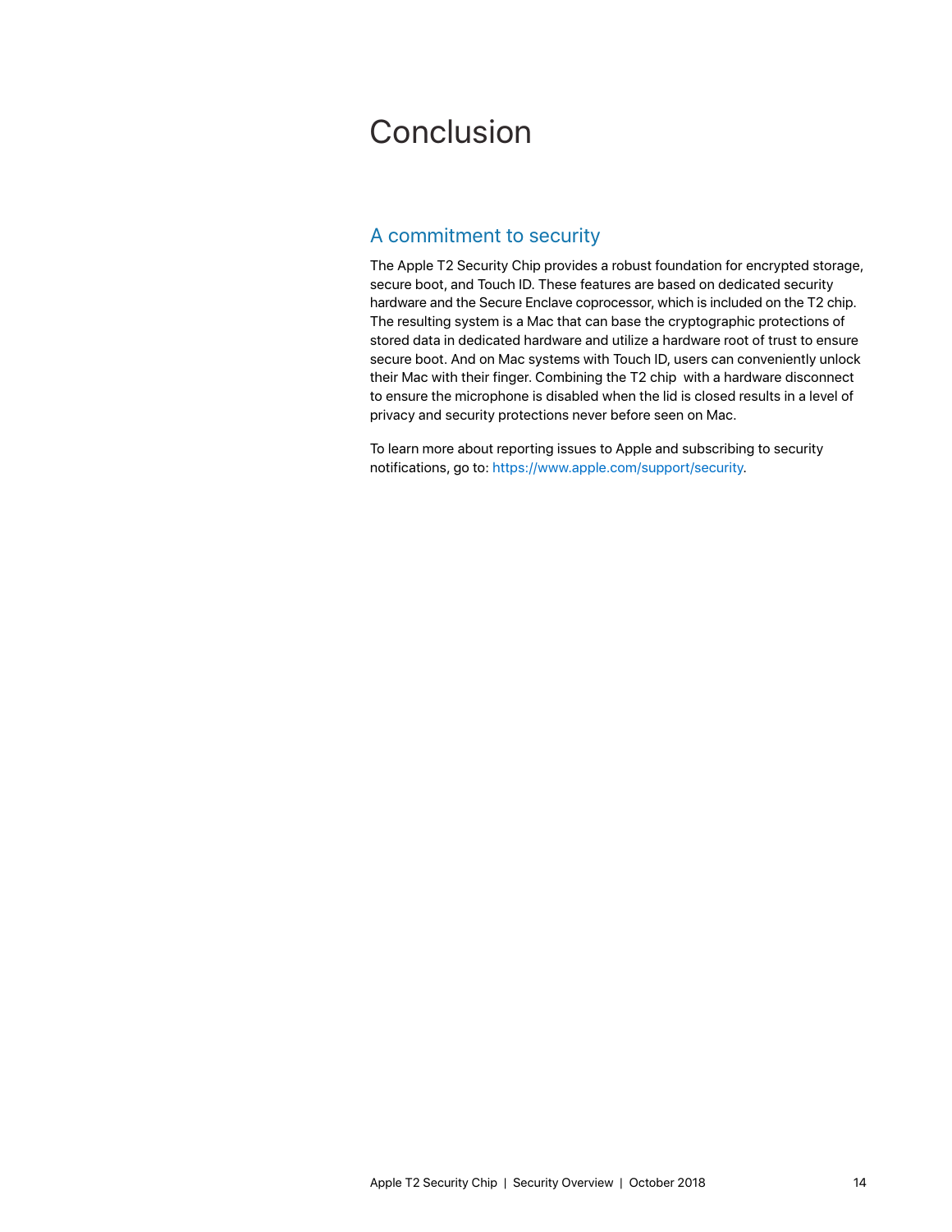# Conclusion

## A commitment to security

The Apple T2 Security Chip provides a robust foundation for encrypted storage, secure boot, and Touch ID. These features are based on dedicated security hardware and the Secure Enclave coprocessor, which is included on the T2 chip. The resulting system is a Mac that can base the cryptographic protections of stored data in dedicated hardware and utilize a hardware root of trust to ensure secure boot. And on Mac systems with Touch ID, users can conveniently unlock their Mac with their finger. Combining the T2 chip with a hardware disconnect to ensure the microphone is disabled when the lid is closed results in a level of privacy and security protections never before seen on Mac.

To learn more about reporting issues to Apple and subscribing to security notifications, go to: https://www.apple.com/support/security.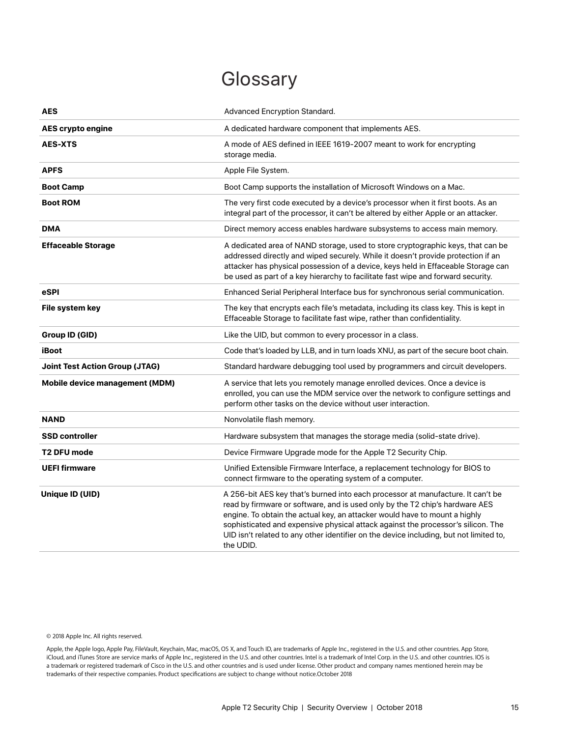# Glossary

| | |
|---|---|
| **AES** | Advanced Encryption Standard. |
| **AES crypto engine** | A dedicated hardware component that implements AES. |
| **AES-XTS** | A mode of AES defined in IEEE 1619-2007 meant to work for encrypting storage media. |
| **APFS** | Apple File System. |
| **Boot Camp** | Boot Camp supports the installation of Microsoft Windows on a Mac. |
| **Boot ROM** | The very first code executed by a device's processor when it first boots. As an integral part of the processor, it can't be altered by either Apple or an attacker. |
| **DMA** | Direct memory access enables hardware subsystems to access main memory. |
| **Effaceable Storage** | A dedicated area of NAND storage, used to store cryptographic keys, that can be addressed directly and wiped securely. While it doesn't provide protection if an attacker has physical possession of a device, keys held in Effaceable Storage can be used as part of a key hierarchy to facilitate fast wipe and forward security. |
| **eSPI** | Enhanced Serial Peripheral Interface bus for synchronous serial communication. |
| **File system key** | The key that encrypts each file's metadata, including its class key. This is kept in Effaceable Storage to facilitate fast wipe, rather than confidentiality. |
| **Group ID (GID)** | Like the UID, but common to every processor in a class. |
| **iBoot** | Code that's loaded by LLB, and in turn loads XNU, as part of the secure boot chain. |
| **Joint Test Action Group (JTAG)** | Standard hardware debugging tool used by programmers and circuit developers. |
| **Mobile device management (MDM)** | A service that lets you remotely manage enrolled devices. Once a device is enrolled, you can use the MDM service over the network to configure settings and perform other tasks on the device without user interaction. |
| **NAND** | Nonvolatile flash memory. |
| **SSD controller** | Hardware subsystem that manages the storage media (solid-state drive). |
| **T2 DFU mode** | Device Firmware Upgrade mode for the Apple T2 Security Chip. |
| **UEFI firmware** | Unified Extensible Firmware Interface, a replacement technology for BIOS to connect firmware to the operating system of a computer. |
| **Unique ID (UID)** | A 256-bit AES key that's burned into each processor at manufacture. It can't be read by firmware or software, and is used only by the T2 chip's hardware AES engine. To obtain the actual key, an attacker would have to mount a highly sophisticated and expensive physical attack against the processor's silicon. The UID isn't related to any other identifier on the device including, but not limited to, the UDID. |

© 2018 Apple Inc. All rights reserved.

Apple, the Apple logo, Apple Pay, FileVault, Keychain, Mac, macOS, OS X, and Touch ID, are trademarks of Apple Inc., registered in the U.S. and other countries. App Store, iCloud, and iTunes Store are service marks of Apple Inc., registered in the U.S. and other countries. Intel is a trademark of Intel Corp. in the U.S. and other countries. IOS is a trademark or registered trademark of Cisco in the U.S. and other countries and is used under license. Other product and company names mentioned herein may be trademarks of their respective companies. Product specifications are subject to change without notice.October 2018